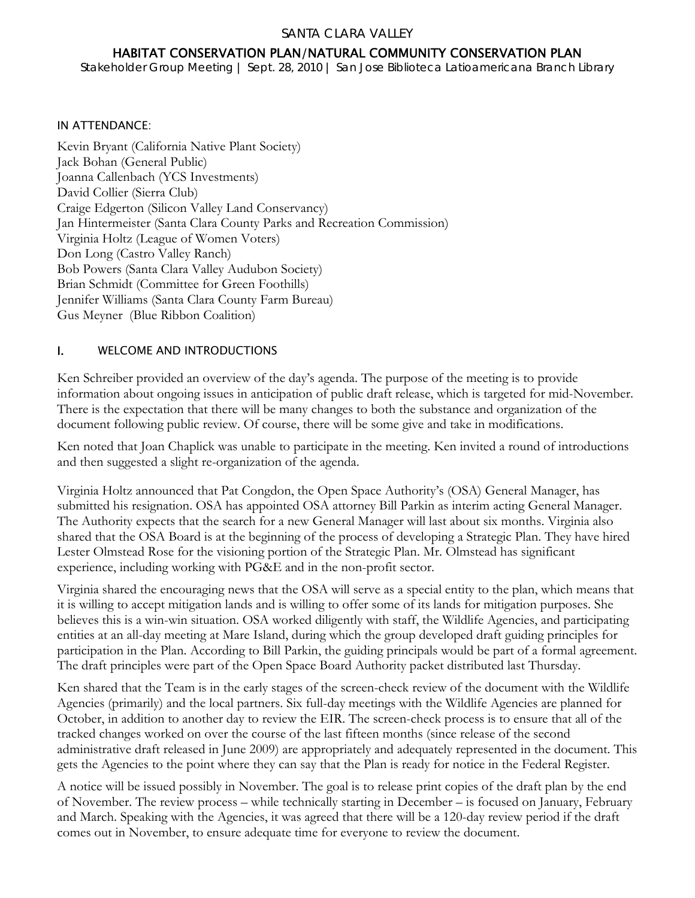# SANTA CLARA VALLEY

## HABITAT CONSERVATION PLAN/NATURAL COMMUNITY CONSERVATION PLAN

Stakeholder Group Meeting | Sept. 28, 2010 | San Jose Biblioteca Latioamericana Branch Library

### IN ATTENDANCE:

Kevin Bryant (California Native Plant Society)
Jack Bohan (General Public)
Joanna Callenbach (YCS Investments)
David Collier (Sierra Club)
Craige Edgerton (Silicon Valley Land Conservancy)
Jan Hintermeister (Santa Clara County Parks and Recreation Commission)
Virginia Holtz (League of Women Voters)
Don Long (Castro Valley Ranch)
Bob Powers (Santa Clara Valley Audubon Society)
Brian Schmidt (Committee for Green Foothills)
Jennifer Williams (Santa Clara County Farm Bureau)
Gus Meyner (Blue Ribbon Coalition)

### I. WELCOME AND INTRODUCTIONS

Ken Schreiber provided an overview of the day's agenda. The purpose of the meeting is to provide information about ongoing issues in anticipation of public draft release, which is targeted for mid-November. There is the expectation that there will be many changes to both the substance and organization of the document following public review. Of course, there will be some give and take in modifications.

Ken noted that Joan Chaplick was unable to participate in the meeting. Ken invited a round of introductions and then suggested a slight re-organization of the agenda.

Virginia Holtz announced that Pat Congdon, the Open Space Authority's (OSA) General Manager, has submitted his resignation. OSA has appointed OSA attorney Bill Parkin as interim acting General Manager. The Authority expects that the search for a new General Manager will last about six months. Virginia also shared that the OSA Board is at the beginning of the process of developing a Strategic Plan. They have hired Lester Olmstead Rose for the visioning portion of the Strategic Plan. Mr. Olmstead has significant experience, including working with PG&E and in the non-profit sector.

Virginia shared the encouraging news that the OSA will serve as a special entity to the plan, which means that it is willing to accept mitigation lands and is willing to offer some of its lands for mitigation purposes. She believes this is a win-win situation. OSA worked diligently with staff, the Wildlife Agencies, and participating entities at an all-day meeting at Mare Island, during which the group developed draft guiding principles for participation in the Plan. According to Bill Parkin, the guiding principals would be part of a formal agreement. The draft principles were part of the Open Space Board Authority packet distributed last Thursday.

Ken shared that the Team is in the early stages of the screen-check review of the document with the Wildlife Agencies (primarily) and the local partners. Six full-day meetings with the Wildlife Agencies are planned for October, in addition to another day to review the EIR. The screen-check process is to ensure that all of the tracked changes worked on over the course of the last fifteen months (since release of the second administrative draft released in June 2009) are appropriately and adequately represented in the document. This gets the Agencies to the point where they can say that the Plan is ready for notice in the Federal Register.

A notice will be issued possibly in November. The goal is to release print copies of the draft plan by the end of November. The review process – while technically starting in December – is focused on January, February and March. Speaking with the Agencies, it was agreed that there will be a 120-day review period if the draft comes out in November, to ensure adequate time for everyone to review the document.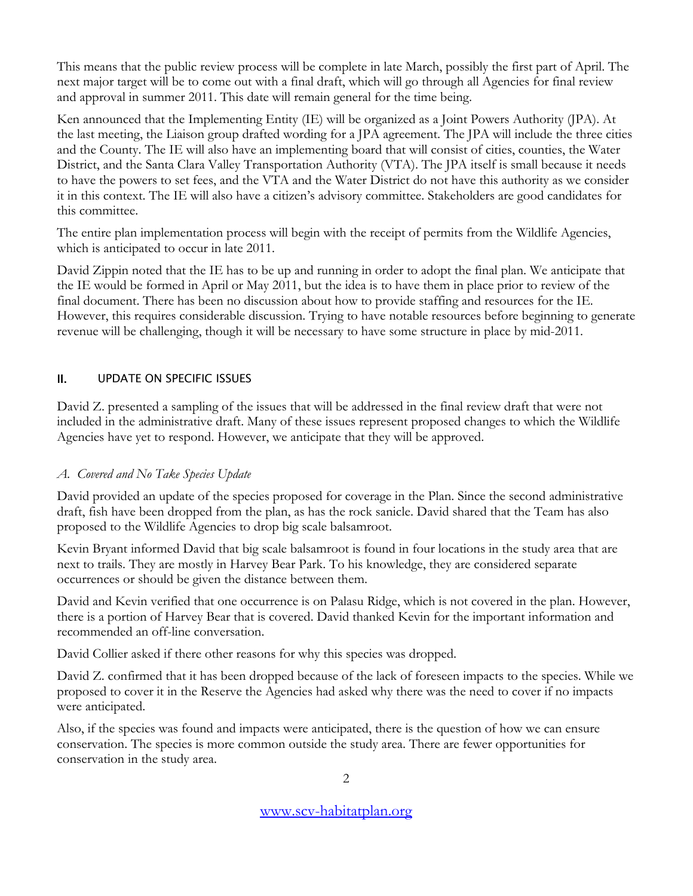This means that the public review process will be complete in late March, possibly the first part of April. The next major target will be to come out with a final draft, which will go through all Agencies for final review and approval in summer 2011. This date will remain general for the time being.

Ken announced that the Implementing Entity (IE) will be organized as a Joint Powers Authority (JPA). At the last meeting, the Liaison group drafted wording for a JPA agreement. The JPA will include the three cities and the County. The IE will also have an implementing board that will consist of cities, counties, the Water District, and the Santa Clara Valley Transportation Authority (VTA). The JPA itself is small because it needs to have the powers to set fees, and the VTA and the Water District do not have this authority as we consider it in this context. The IE will also have a citizen's advisory committee. Stakeholders are good candidates for this committee.

The entire plan implementation process will begin with the receipt of permits from the Wildlife Agencies, which is anticipated to occur in late 2011.

David Zippin noted that the IE has to be up and running in order to adopt the final plan. We anticipate that the IE would be formed in April or May 2011, but the idea is to have them in place prior to review of the final document. There has been no discussion about how to provide staffing and resources for the IE. However, this requires considerable discussion. Trying to have notable resources before beginning to generate revenue will be challenging, though it will be necessary to have some structure in place by mid-2011.

## II. UPDATE ON SPECIFIC ISSUES

David Z. presented a sampling of the issues that will be addressed in the final review draft that were not included in the administrative draft. Many of these issues represent proposed changes to which the Wildlife Agencies have yet to respond. However, we anticipate that they will be approved.

### *A. Covered and No Take Species Update*

David provided an update of the species proposed for coverage in the Plan. Since the second administrative draft, fish have been dropped from the plan, as has the rock sanicle. David shared that the Team has also proposed to the Wildlife Agencies to drop big scale balsamroot.

Kevin Bryant informed David that big scale balsamroot is found in four locations in the study area that are next to trails. They are mostly in Harvey Bear Park. To his knowledge, they are considered separate occurrences or should be given the distance between them.

David and Kevin verified that one occurrence is on Palasu Ridge, which is not covered in the plan. However, there is a portion of Harvey Bear that is covered. David thanked Kevin for the important information and recommended an off-line conversation.

David Collier asked if there other reasons for why this species was dropped.

David Z. confirmed that it has been dropped because of the lack of foreseen impacts to the species. While we proposed to cover it in the Reserve the Agencies had asked why there was the need to cover if no impacts were anticipated.

Also, if the species was found and impacts were anticipated, there is the question of how we can ensure conservation. The species is more common outside the study area. There are fewer opportunities for conservation in the study area.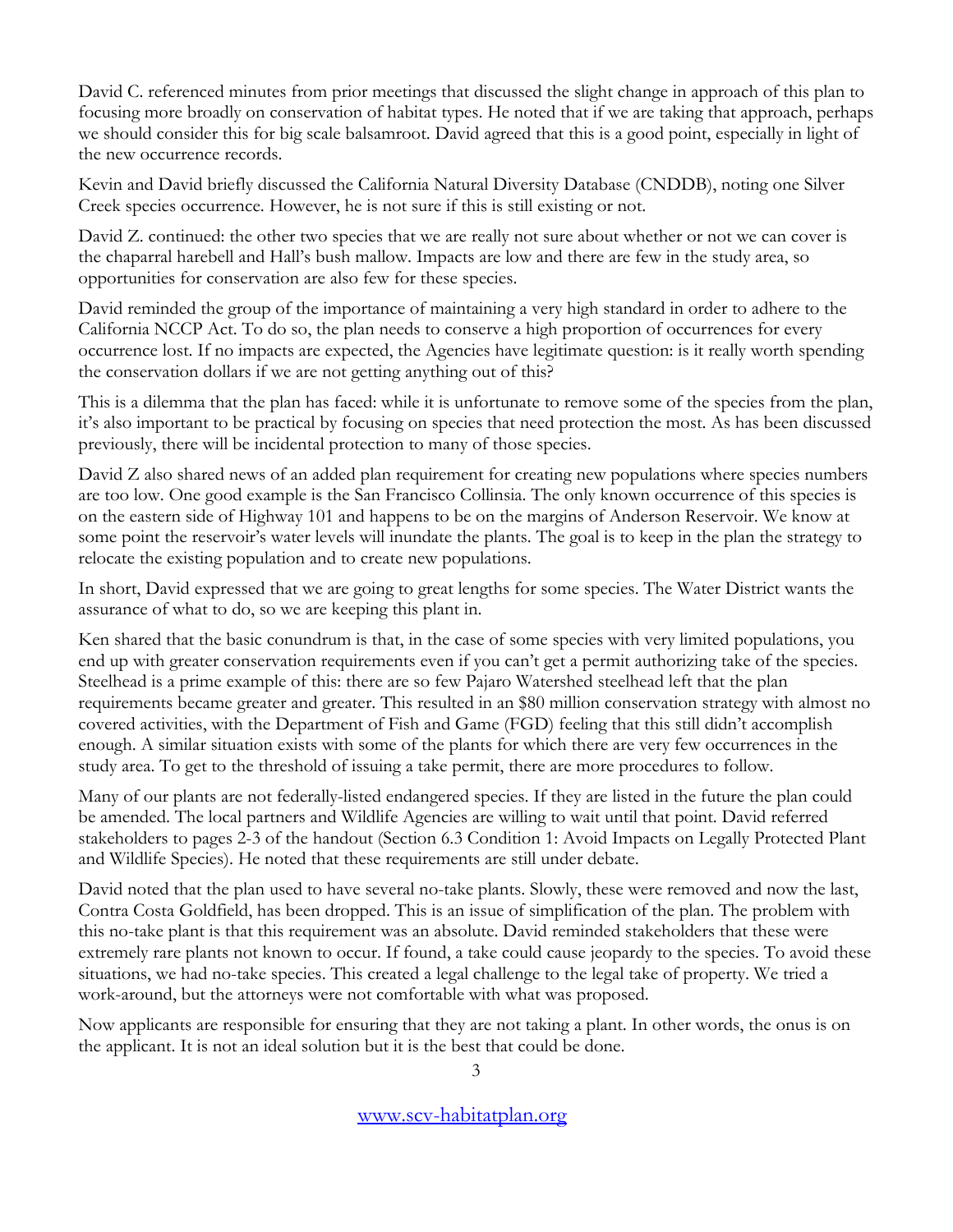David C. referenced minutes from prior meetings that discussed the slight change in approach of this plan to focusing more broadly on conservation of habitat types. He noted that if we are taking that approach, perhaps we should consider this for big scale balsamroot. David agreed that this is a good point, especially in light of the new occurrence records.

Kevin and David briefly discussed the California Natural Diversity Database (CNDDB), noting one Silver Creek species occurrence. However, he is not sure if this is still existing or not.

David Z. continued: the other two species that we are really not sure about whether or not we can cover is the chaparral harebell and Hall's bush mallow. Impacts are low and there are few in the study area, so opportunities for conservation are also few for these species.

David reminded the group of the importance of maintaining a very high standard in order to adhere to the California NCCP Act. To do so, the plan needs to conserve a high proportion of occurrences for every occurrence lost. If no impacts are expected, the Agencies have legitimate question: is it really worth spending the conservation dollars if we are not getting anything out of this?

This is a dilemma that the plan has faced: while it is unfortunate to remove some of the species from the plan, it's also important to be practical by focusing on species that need protection the most. As has been discussed previously, there will be incidental protection to many of those species.

David Z also shared news of an added plan requirement for creating new populations where species numbers are too low. One good example is the San Francisco Collinsia. The only known occurrence of this species is on the eastern side of Highway 101 and happens to be on the margins of Anderson Reservoir. We know at some point the reservoir's water levels will inundate the plants. The goal is to keep in the plan the strategy to relocate the existing population and to create new populations.

In short, David expressed that we are going to great lengths for some species. The Water District wants the assurance of what to do, so we are keeping this plant in.

Ken shared that the basic conundrum is that, in the case of some species with very limited populations, you end up with greater conservation requirements even if you can't get a permit authorizing take of the species. Steelhead is a prime example of this: there are so few Pajaro Watershed steelhead left that the plan requirements became greater and greater. This resulted in an $80 million conservation strategy with almost no covered activities, with the Department of Fish and Game (FGD) feeling that this still didn't accomplish enough. A similar situation exists with some of the plants for which there are very few occurrences in the study area. To get to the threshold of issuing a take permit, there are more procedures to follow.

Many of our plants are not federally-listed endangered species. If they are listed in the future the plan could be amended. The local partners and Wildlife Agencies are willing to wait until that point. David referred stakeholders to pages 2-3 of the handout (Section 6.3 Condition 1: Avoid Impacts on Legally Protected Plant and Wildlife Species). He noted that these requirements are still under debate.

David noted that the plan used to have several no-take plants. Slowly, these were removed and now the last, Contra Costa Goldfield, has been dropped. This is an issue of simplification of the plan. The problem with this no-take plant is that this requirement was an absolute. David reminded stakeholders that these were extremely rare plants not known to occur. If found, a take could cause jeopardy to the species. To avoid these situations, we had no-take species. This created a legal challenge to the legal take of property. We tried a work-around, but the attorneys were not comfortable with what was proposed.

Now applicants are responsible for ensuring that they are not taking a plant. In other words, the onus is on the applicant. It is not an ideal solution but it is the best that could be done.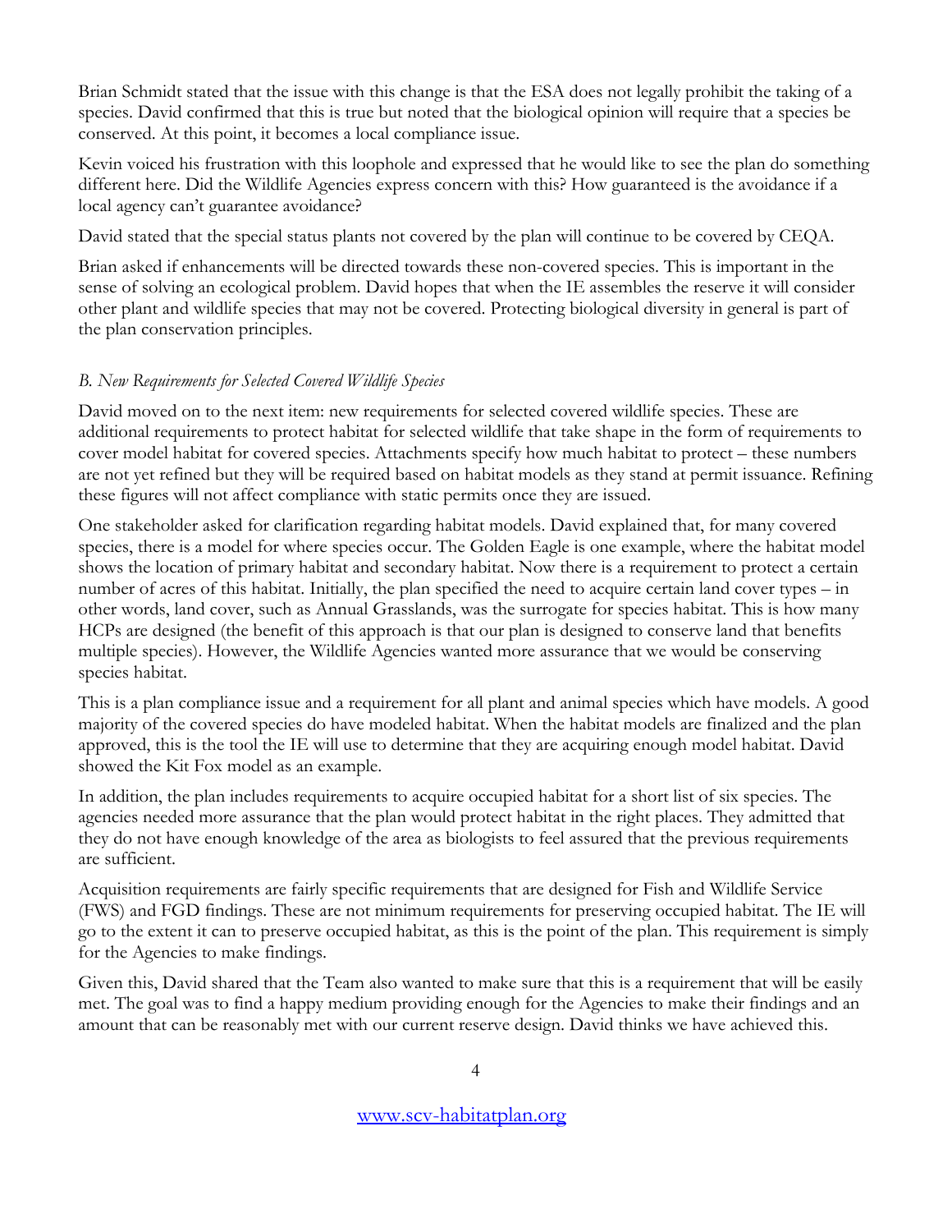Brian Schmidt stated that the issue with this change is that the ESA does not legally prohibit the taking of a species. David confirmed that this is true but noted that the biological opinion will require that a species be conserved. At this point, it becomes a local compliance issue.

Kevin voiced his frustration with this loophole and expressed that he would like to see the plan do something different here. Did the Wildlife Agencies express concern with this? How guaranteed is the avoidance if a local agency can't guarantee avoidance?

David stated that the special status plants not covered by the plan will continue to be covered by CEQA.

Brian asked if enhancements will be directed towards these non-covered species. This is important in the sense of solving an ecological problem. David hopes that when the IE assembles the reserve it will consider other plant and wildlife species that may not be covered. Protecting biological diversity in general is part of the plan conservation principles.

*B. New Requirements for Selected Covered Wildlife Species*

David moved on to the next item: new requirements for selected covered wildlife species. These are additional requirements to protect habitat for selected wildlife that take shape in the form of requirements to cover model habitat for covered species. Attachments specify how much habitat to protect – these numbers are not yet refined but they will be required based on habitat models as they stand at permit issuance. Refining these figures will not affect compliance with static permits once they are issued.

One stakeholder asked for clarification regarding habitat models. David explained that, for many covered species, there is a model for where species occur. The Golden Eagle is one example, where the habitat model shows the location of primary habitat and secondary habitat. Now there is a requirement to protect a certain number of acres of this habitat. Initially, the plan specified the need to acquire certain land cover types – in other words, land cover, such as Annual Grasslands, was the surrogate for species habitat. This is how many HCPs are designed (the benefit of this approach is that our plan is designed to conserve land that benefits multiple species). However, the Wildlife Agencies wanted more assurance that we would be conserving species habitat.

This is a plan compliance issue and a requirement for all plant and animal species which have models. A good majority of the covered species do have modeled habitat. When the habitat models are finalized and the plan approved, this is the tool the IE will use to determine that they are acquiring enough model habitat. David showed the Kit Fox model as an example.

In addition, the plan includes requirements to acquire occupied habitat for a short list of six species. The agencies needed more assurance that the plan would protect habitat in the right places. They admitted that they do not have enough knowledge of the area as biologists to feel assured that the previous requirements are sufficient.

Acquisition requirements are fairly specific requirements that are designed for Fish and Wildlife Service (FWS) and FGD findings. These are not minimum requirements for preserving occupied habitat. The IE will go to the extent it can to preserve occupied habitat, as this is the point of the plan. This requirement is simply for the Agencies to make findings.

Given this, David shared that the Team also wanted to make sure that this is a requirement that will be easily met. The goal was to find a happy medium providing enough for the Agencies to make their findings and an amount that can be reasonably met with our current reserve design. David thinks we have achieved this.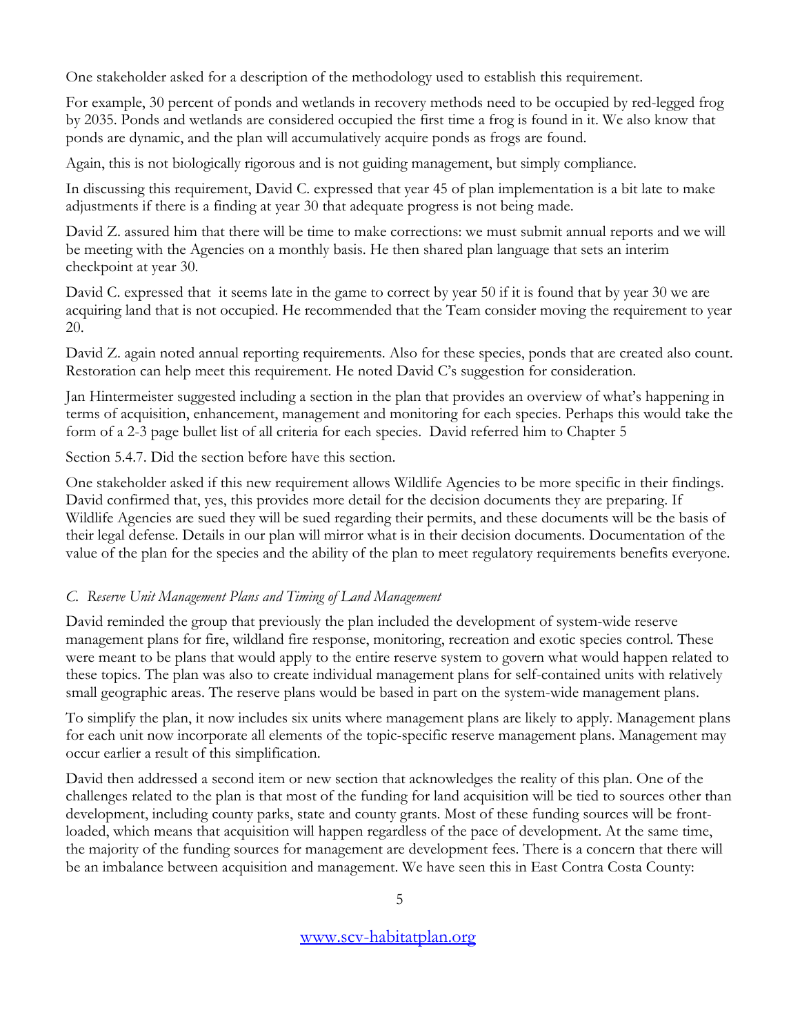One stakeholder asked for a description of the methodology used to establish this requirement.

For example, 30 percent of ponds and wetlands in recovery methods need to be occupied by red-legged frog by 2035. Ponds and wetlands are considered occupied the first time a frog is found in it. We also know that ponds are dynamic, and the plan will accumulatively acquire ponds as frogs are found.

Again, this is not biologically rigorous and is not guiding management, but simply compliance.

In discussing this requirement, David C. expressed that year 45 of plan implementation is a bit late to make adjustments if there is a finding at year 30 that adequate progress is not being made.

David Z. assured him that there will be time to make corrections: we must submit annual reports and we will be meeting with the Agencies on a monthly basis. He then shared plan language that sets an interim checkpoint at year 30.

David C. expressed that it seems late in the game to correct by year 50 if it is found that by year 30 we are acquiring land that is not occupied. He recommended that the Team consider moving the requirement to year 20.

David Z. again noted annual reporting requirements. Also for these species, ponds that are created also count. Restoration can help meet this requirement. He noted David C's suggestion for consideration.

Jan Hintermeister suggested including a section in the plan that provides an overview of what's happening in terms of acquisition, enhancement, management and monitoring for each species. Perhaps this would take the form of a 2-3 page bullet list of all criteria for each species. David referred him to Chapter 5

Section 5.4.7. Did the section before have this section.

One stakeholder asked if this new requirement allows Wildlife Agencies to be more specific in their findings. David confirmed that, yes, this provides more detail for the decision documents they are preparing. If Wildlife Agencies are sued they will be sued regarding their permits, and these documents will be the basis of their legal defense. Details in our plan will mirror what is in their decision documents. Documentation of the value of the plan for the species and the ability of the plan to meet regulatory requirements benefits everyone.

### *C. Reserve Unit Management Plans and Timing of Land Management*

David reminded the group that previously the plan included the development of system-wide reserve management plans for fire, wildland fire response, monitoring, recreation and exotic species control. These were meant to be plans that would apply to the entire reserve system to govern what would happen related to these topics. The plan was also to create individual management plans for self-contained units with relatively small geographic areas. The reserve plans would be based in part on the system-wide management plans.

To simplify the plan, it now includes six units where management plans are likely to apply. Management plans for each unit now incorporate all elements of the topic-specific reserve management plans. Management may occur earlier a result of this simplification.

David then addressed a second item or new section that acknowledges the reality of this plan. One of the challenges related to the plan is that most of the funding for land acquisition will be tied to sources other than development, including county parks, state and county grants. Most of these funding sources will be front-loaded, which means that acquisition will happen regardless of the pace of development. At the same time, the majority of the funding sources for management are development fees. There is a concern that there will be an imbalance between acquisition and management. We have seen this in East Contra Costa County: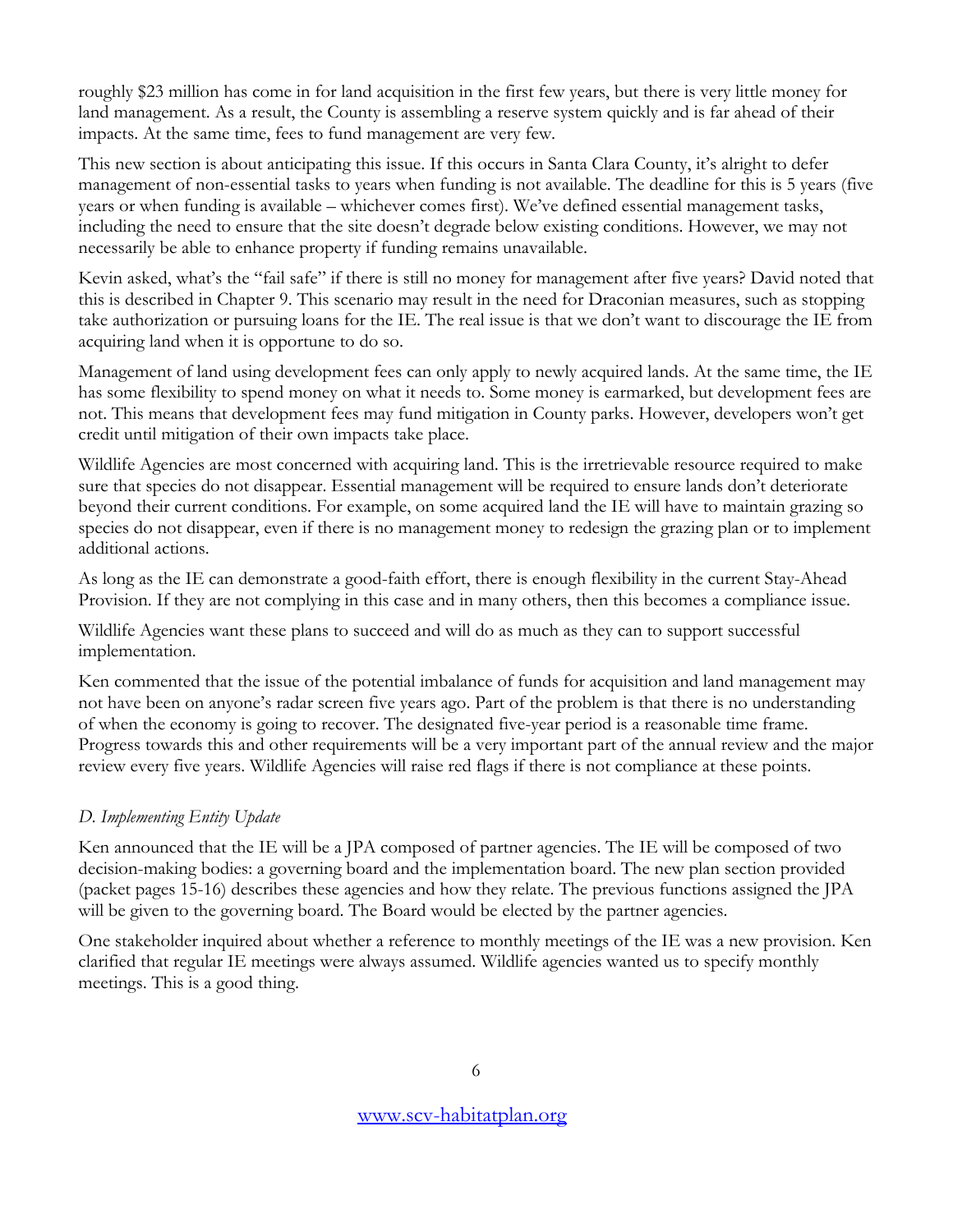roughly $23 million has come in for land acquisition in the first few years, but there is very little money for land management. As a result, the County is assembling a reserve system quickly and is far ahead of their impacts. At the same time, fees to fund management are very few.

This new section is about anticipating this issue. If this occurs in Santa Clara County, it's alright to defer management of non-essential tasks to years when funding is not available. The deadline for this is 5 years (five years or when funding is available – whichever comes first). We've defined essential management tasks, including the need to ensure that the site doesn't degrade below existing conditions. However, we may not necessarily be able to enhance property if funding remains unavailable.

Kevin asked, what's the "fail safe" if there is still no money for management after five years? David noted that this is described in Chapter 9. This scenario may result in the need for Draconian measures, such as stopping take authorization or pursuing loans for the IE. The real issue is that we don't want to discourage the IE from acquiring land when it is opportune to do so.

Management of land using development fees can only apply to newly acquired lands. At the same time, the IE has some flexibility to spend money on what it needs to. Some money is earmarked, but development fees are not. This means that development fees may fund mitigation in County parks. However, developers won't get credit until mitigation of their own impacts take place.

Wildlife Agencies are most concerned with acquiring land. This is the irretrievable resource required to make sure that species do not disappear. Essential management will be required to ensure lands don't deteriorate beyond their current conditions. For example, on some acquired land the IE will have to maintain grazing so species do not disappear, even if there is no management money to redesign the grazing plan or to implement additional actions.

As long as the IE can demonstrate a good-faith effort, there is enough flexibility in the current Stay-Ahead Provision. If they are not complying in this case and in many others, then this becomes a compliance issue.

Wildlife Agencies want these plans to succeed and will do as much as they can to support successful implementation.

Ken commented that the issue of the potential imbalance of funds for acquisition and land management may not have been on anyone's radar screen five years ago. Part of the problem is that there is no understanding of when the economy is going to recover. The designated five-year period is a reasonable time frame. Progress towards this and other requirements will be a very important part of the annual review and the major review every five years. Wildlife Agencies will raise red flags if there is not compliance at these points.

*D. Implementing Entity Update*

Ken announced that the IE will be a JPA composed of partner agencies. The IE will be composed of two decision-making bodies: a governing board and the implementation board. The new plan section provided (packet pages 15-16) describes these agencies and how they relate. The previous functions assigned the JPA will be given to the governing board. The Board would be elected by the partner agencies.

One stakeholder inquired about whether a reference to monthly meetings of the IE was a new provision. Ken clarified that regular IE meetings were always assumed. Wildlife agencies wanted us to specify monthly meetings. This is a good thing.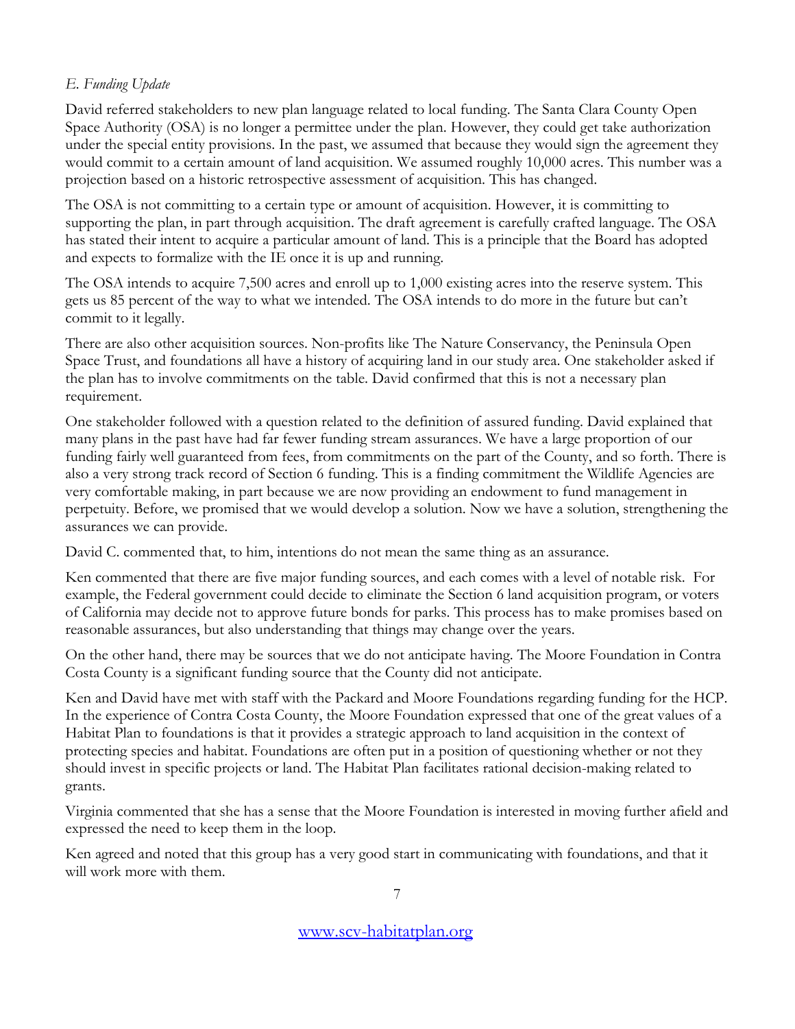*E. Funding Update*

David referred stakeholders to new plan language related to local funding. The Santa Clara County Open Space Authority (OSA) is no longer a permittee under the plan. However, they could get take authorization under the special entity provisions. In the past, we assumed that because they would sign the agreement they would commit to a certain amount of land acquisition. We assumed roughly 10,000 acres. This number was a projection based on a historic retrospective assessment of acquisition. This has changed.

The OSA is not committing to a certain type or amount of acquisition. However, it is committing to supporting the plan, in part through acquisition. The draft agreement is carefully crafted language. The OSA has stated their intent to acquire a particular amount of land. This is a principle that the Board has adopted and expects to formalize with the IE once it is up and running.

The OSA intends to acquire 7,500 acres and enroll up to 1,000 existing acres into the reserve system. This gets us 85 percent of the way to what we intended. The OSA intends to do more in the future but can't commit to it legally.

There are also other acquisition sources. Non-profits like The Nature Conservancy, the Peninsula Open Space Trust, and foundations all have a history of acquiring land in our study area. One stakeholder asked if the plan has to involve commitments on the table. David confirmed that this is not a necessary plan requirement.

One stakeholder followed with a question related to the definition of assured funding. David explained that many plans in the past have had far fewer funding stream assurances. We have a large proportion of our funding fairly well guaranteed from fees, from commitments on the part of the County, and so forth. There is also a very strong track record of Section 6 funding. This is a finding commitment the Wildlife Agencies are very comfortable making, in part because we are now providing an endowment to fund management in perpetuity. Before, we promised that we would develop a solution. Now we have a solution, strengthening the assurances we can provide.

David C. commented that, to him, intentions do not mean the same thing as an assurance.

Ken commented that there are five major funding sources, and each comes with a level of notable risk. For example, the Federal government could decide to eliminate the Section 6 land acquisition program, or voters of California may decide not to approve future bonds for parks. This process has to make promises based on reasonable assurances, but also understanding that things may change over the years.

On the other hand, there may be sources that we do not anticipate having. The Moore Foundation in Contra Costa County is a significant funding source that the County did not anticipate.

Ken and David have met with staff with the Packard and Moore Foundations regarding funding for the HCP. In the experience of Contra Costa County, the Moore Foundation expressed that one of the great values of a Habitat Plan to foundations is that it provides a strategic approach to land acquisition in the context of protecting species and habitat. Foundations are often put in a position of questioning whether or not they should invest in specific projects or land. The Habitat Plan facilitates rational decision-making related to grants.

Virginia commented that she has a sense that the Moore Foundation is interested in moving further afield and expressed the need to keep them in the loop.

Ken agreed and noted that this group has a very good start in communicating with foundations, and that it will work more with them.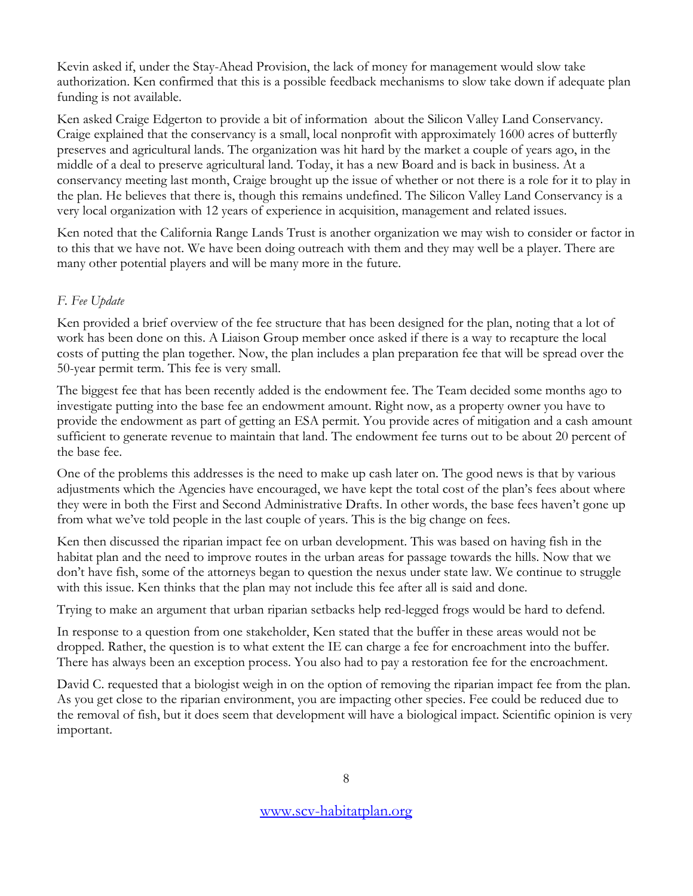Kevin asked if, under the Stay-Ahead Provision, the lack of money for management would slow take authorization. Ken confirmed that this is a possible feedback mechanisms to slow take down if adequate plan funding is not available.

Ken asked Craige Edgerton to provide a bit of information about the Silicon Valley Land Conservancy. Craige explained that the conservancy is a small, local nonprofit with approximately 1600 acres of butterfly preserves and agricultural lands. The organization was hit hard by the market a couple of years ago, in the middle of a deal to preserve agricultural land. Today, it has a new Board and is back in business. At a conservancy meeting last month, Craige brought up the issue of whether or not there is a role for it to play in the plan. He believes that there is, though this remains undefined. The Silicon Valley Land Conservancy is a very local organization with 12 years of experience in acquisition, management and related issues.

Ken noted that the California Range Lands Trust is another organization we may wish to consider or factor in to this that we have not. We have been doing outreach with them and they may well be a player. There are many other potential players and will be many more in the future.

*F. Fee Update*

Ken provided a brief overview of the fee structure that has been designed for the plan, noting that a lot of work has been done on this. A Liaison Group member once asked if there is a way to recapture the local costs of putting the plan together. Now, the plan includes a plan preparation fee that will be spread over the 50-year permit term. This fee is very small.

The biggest fee that has been recently added is the endowment fee. The Team decided some months ago to investigate putting into the base fee an endowment amount. Right now, as a property owner you have to provide the endowment as part of getting an ESA permit. You provide acres of mitigation and a cash amount sufficient to generate revenue to maintain that land. The endowment fee turns out to be about 20 percent of the base fee.

One of the problems this addresses is the need to make up cash later on. The good news is that by various adjustments which the Agencies have encouraged, we have kept the total cost of the plan's fees about where they were in both the First and Second Administrative Drafts. In other words, the base fees haven't gone up from what we've told people in the last couple of years. This is the big change on fees.

Ken then discussed the riparian impact fee on urban development. This was based on having fish in the habitat plan and the need to improve routes in the urban areas for passage towards the hills. Now that we don't have fish, some of the attorneys began to question the nexus under state law. We continue to struggle with this issue. Ken thinks that the plan may not include this fee after all is said and done.

Trying to make an argument that urban riparian setbacks help red-legged frogs would be hard to defend.

In response to a question from one stakeholder, Ken stated that the buffer in these areas would not be dropped. Rather, the question is to what extent the IE can charge a fee for encroachment into the buffer. There has always been an exception process. You also had to pay a restoration fee for the encroachment.

David C. requested that a biologist weigh in on the option of removing the riparian impact fee from the plan. As you get close to the riparian environment, you are impacting other species. Fee could be reduced due to the removal of fish, but it does seem that development will have a biological impact. Scientific opinion is very important.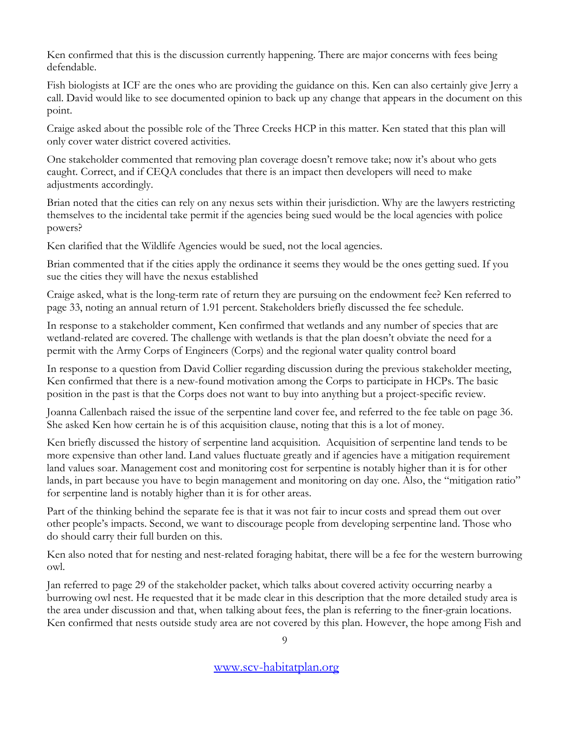Ken confirmed that this is the discussion currently happening. There are major concerns with fees being defendable.

Fish biologists at ICF are the ones who are providing the guidance on this. Ken can also certainly give Jerry a call. David would like to see documented opinion to back up any change that appears in the document on this point.

Craige asked about the possible role of the Three Creeks HCP in this matter. Ken stated that this plan will only cover water district covered activities.

One stakeholder commented that removing plan coverage doesn't remove take; now it's about who gets caught. Correct, and if CEQA concludes that there is an impact then developers will need to make adjustments accordingly.

Brian noted that the cities can rely on any nexus sets within their jurisdiction. Why are the lawyers restricting themselves to the incidental take permit if the agencies being sued would be the local agencies with police powers?

Ken clarified that the Wildlife Agencies would be sued, not the local agencies.

Brian commented that if the cities apply the ordinance it seems they would be the ones getting sued. If you sue the cities they will have the nexus established

Craige asked, what is the long-term rate of return they are pursuing on the endowment fee? Ken referred to page 33, noting an annual return of 1.91 percent. Stakeholders briefly discussed the fee schedule.

In response to a stakeholder comment, Ken confirmed that wetlands and any number of species that are wetland-related are covered. The challenge with wetlands is that the plan doesn't obviate the need for a permit with the Army Corps of Engineers (Corps) and the regional water quality control board

In response to a question from David Collier regarding discussion during the previous stakeholder meeting, Ken confirmed that there is a new-found motivation among the Corps to participate in HCPs. The basic position in the past is that the Corps does not want to buy into anything but a project-specific review.

Joanna Callenbach raised the issue of the serpentine land cover fee, and referred to the fee table on page 36. She asked Ken how certain he is of this acquisition clause, noting that this is a lot of money.

Ken briefly discussed the history of serpentine land acquisition. Acquisition of serpentine land tends to be more expensive than other land. Land values fluctuate greatly and if agencies have a mitigation requirement land values soar. Management cost and monitoring cost for serpentine is notably higher than it is for other lands, in part because you have to begin management and monitoring on day one. Also, the "mitigation ratio" for serpentine land is notably higher than it is for other areas.

Part of the thinking behind the separate fee is that it was not fair to incur costs and spread them out over other people's impacts. Second, we want to discourage people from developing serpentine land. Those who do should carry their full burden on this.

Ken also noted that for nesting and nest-related foraging habitat, there will be a fee for the western burrowing owl.

Jan referred to page 29 of the stakeholder packet, which talks about covered activity occurring nearby a burrowing owl nest. He requested that it be made clear in this description that the more detailed study area is the area under discussion and that, when talking about fees, the plan is referring to the finer-grain locations. Ken confirmed that nests outside study area are not covered by this plan. However, the hope among Fish and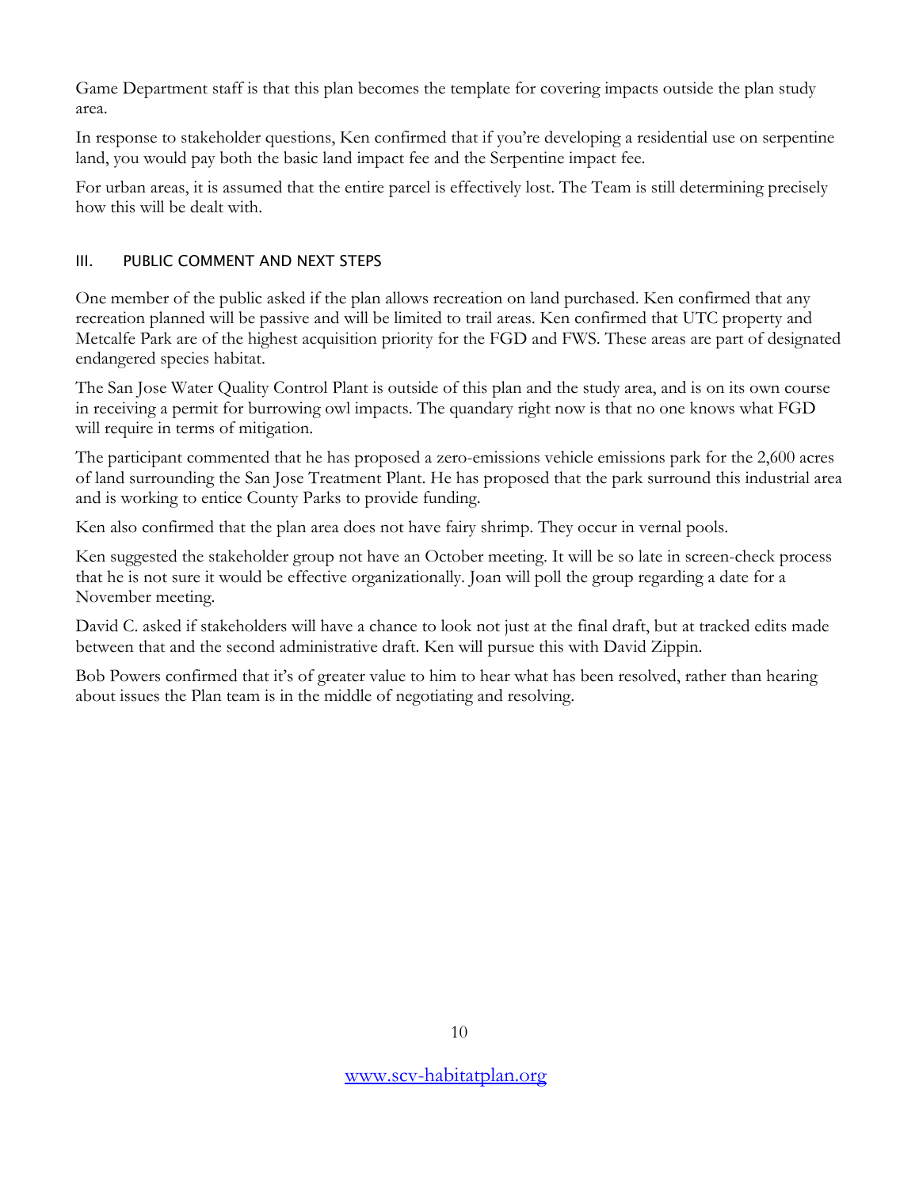Game Department staff is that this plan becomes the template for covering impacts outside the plan study area.

In response to stakeholder questions, Ken confirmed that if you're developing a residential use on serpentine land, you would pay both the basic land impact fee and the Serpentine impact fee.

For urban areas, it is assumed that the entire parcel is effectively lost. The Team is still determining precisely how this will be dealt with.

## III. PUBLIC COMMENT AND NEXT STEPS

One member of the public asked if the plan allows recreation on land purchased. Ken confirmed that any recreation planned will be passive and will be limited to trail areas. Ken confirmed that UTC property and Metcalfe Park are of the highest acquisition priority for the FGD and FWS. These areas are part of designated endangered species habitat.

The San Jose Water Quality Control Plant is outside of this plan and the study area, and is on its own course in receiving a permit for burrowing owl impacts. The quandary right now is that no one knows what FGD will require in terms of mitigation.

The participant commented that he has proposed a zero-emissions vehicle emissions park for the 2,600 acres of land surrounding the San Jose Treatment Plant. He has proposed that the park surround this industrial area and is working to entice County Parks to provide funding.

Ken also confirmed that the plan area does not have fairy shrimp. They occur in vernal pools.

Ken suggested the stakeholder group not have an October meeting. It will be so late in screen-check process that he is not sure it would be effective organizationally. Joan will poll the group regarding a date for a November meeting.

David C. asked if stakeholders will have a chance to look not just at the final draft, but at tracked edits made between that and the second administrative draft. Ken will pursue this with David Zippin.

Bob Powers confirmed that it's of greater value to him to hear what has been resolved, rather than hearing about issues the Plan team is in the middle of negotiating and resolving.

www.scv-habitatplan.org